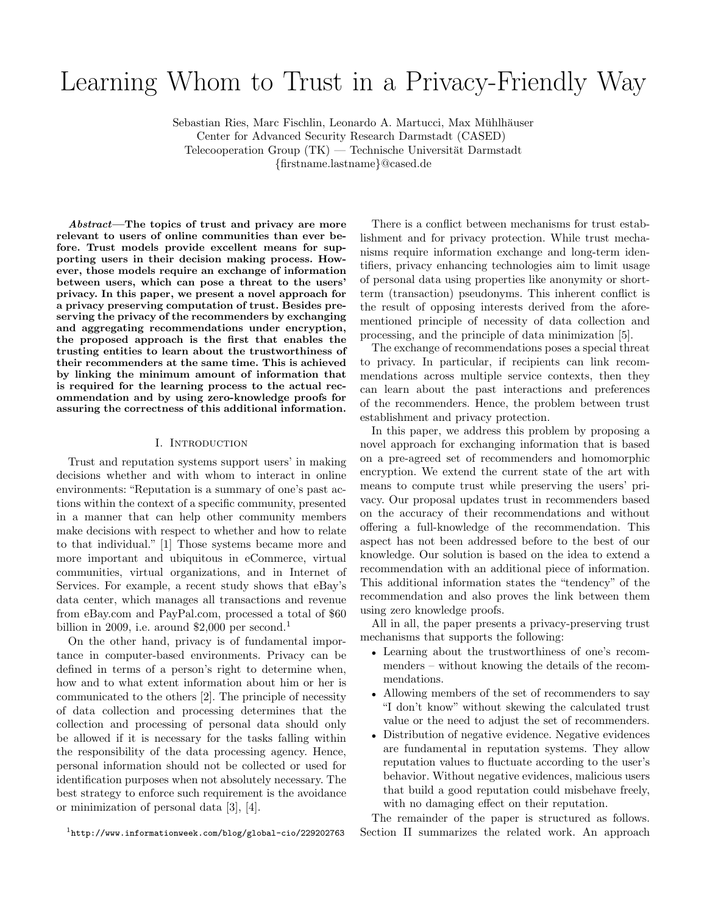# Learning Whom to Trust in a Privacy-Friendly Way

Sebastian Ries, Marc Fischlin, Leonardo A. Martucci, Max Mühlhäuser
Center for Advanced Security Research Darmstadt (CASED)
Telecooperation Group (TK) — Technische Universität Darmstadt
{firstname.lastname}@cased.de

***Abstract*—The topics of trust and privacy are more relevant to users of online communities than ever before. Trust models provide excellent means for supporting users in their decision making process. However, those models require an exchange of information between users, which can pose a threat to the users' privacy. In this paper, we present a novel approach for a privacy preserving computation of trust. Besides preserving the privacy of the recommenders by exchanging and aggregating recommendations under encryption, the proposed approach is the first that enables the trusting entities to learn about the trustworthiness of their recommenders at the same time. This is achieved by linking the minimum amount of information that is required for the learning process to the actual recommendation and by using zero-knowledge proofs for assuring the correctness of this additional information.**

## I. Introduction

Trust and reputation systems support users' in making decisions whether and with whom to interact in online environments: "Reputation is a summary of one's past actions within the context of a specific community, presented in a manner that can help other community members make decisions with respect to whether and how to relate to that individual." [1] Those systems became more and more important and ubiquitous in eCommerce, virtual communities, virtual organizations, and in Internet of Services. For example, a recent study shows that eBay's data center, which manages all transactions and revenue from eBay.com and PayPal.com, processed a total of $60 billion in 2009, i.e. around $2,000 per second.[1]

On the other hand, privacy is of fundamental importance in computer-based environments. Privacy can be defined in terms of a person's right to determine when, how and to what extent information about him or her is communicated to the others [2]. The principle of necessity of data collection and processing determines that the collection and processing of personal data should only be allowed if it is necessary for the tasks falling within the responsibility of the data processing agency. Hence, personal information should not be collected or used for identification purposes when not absolutely necessary. The best strategy to enforce such requirement is the avoidance or minimization of personal data [3], [4].

[1]http://www.informationweek.com/blog/global-cio/229202763

There is a conflict between mechanisms for trust establishment and for privacy protection. While trust mechanisms require information exchange and long-term identifiers, privacy enhancing technologies aim to limit usage of personal data using properties like anonymity or short-term (transaction) pseudonyms. This inherent conflict is the result of opposing interests derived from the aforementioned principle of necessity of data collection and processing, and the principle of data minimization [5].

The exchange of recommendations poses a special threat to privacy. In particular, if recipients can link recommendations across multiple service contexts, then they can learn about the past interactions and preferences of the recommenders. Hence, the problem between trust establishment and privacy protection.

In this paper, we address this problem by proposing a novel approach for exchanging information that is based on a pre-agreed set of recommenders and homomorphic encryption. We extend the current state of the art with means to compute trust while preserving the users' privacy. Our proposal updates trust in recommenders based on the accuracy of their recommendations and without offering a full-knowledge of the recommendation. This aspect has not been addressed before to the best of our knowledge. Our solution is based on the idea to extend a recommendation with an additional piece of information. This additional information states the "tendency" of the recommendation and also proves the link between them using zero knowledge proofs.

All in all, the paper presents a privacy-preserving trust mechanisms that supports the following:

- Learning about the trustworthiness of one's recommenders – without knowing the details of the recommendations.
- Allowing members of the set of recommenders to say "I don't know" without skewing the calculated trust value or the need to adjust the set of recommenders.
- Distribution of negative evidence. Negative evidences are fundamental in reputation systems. They allow reputation values to fluctuate according to the user's behavior. Without negative evidences, malicious users that build a good reputation could misbehave freely, with no damaging effect on their reputation.

The remainder of the paper is structured as follows. Section II summarizes the related work. An approach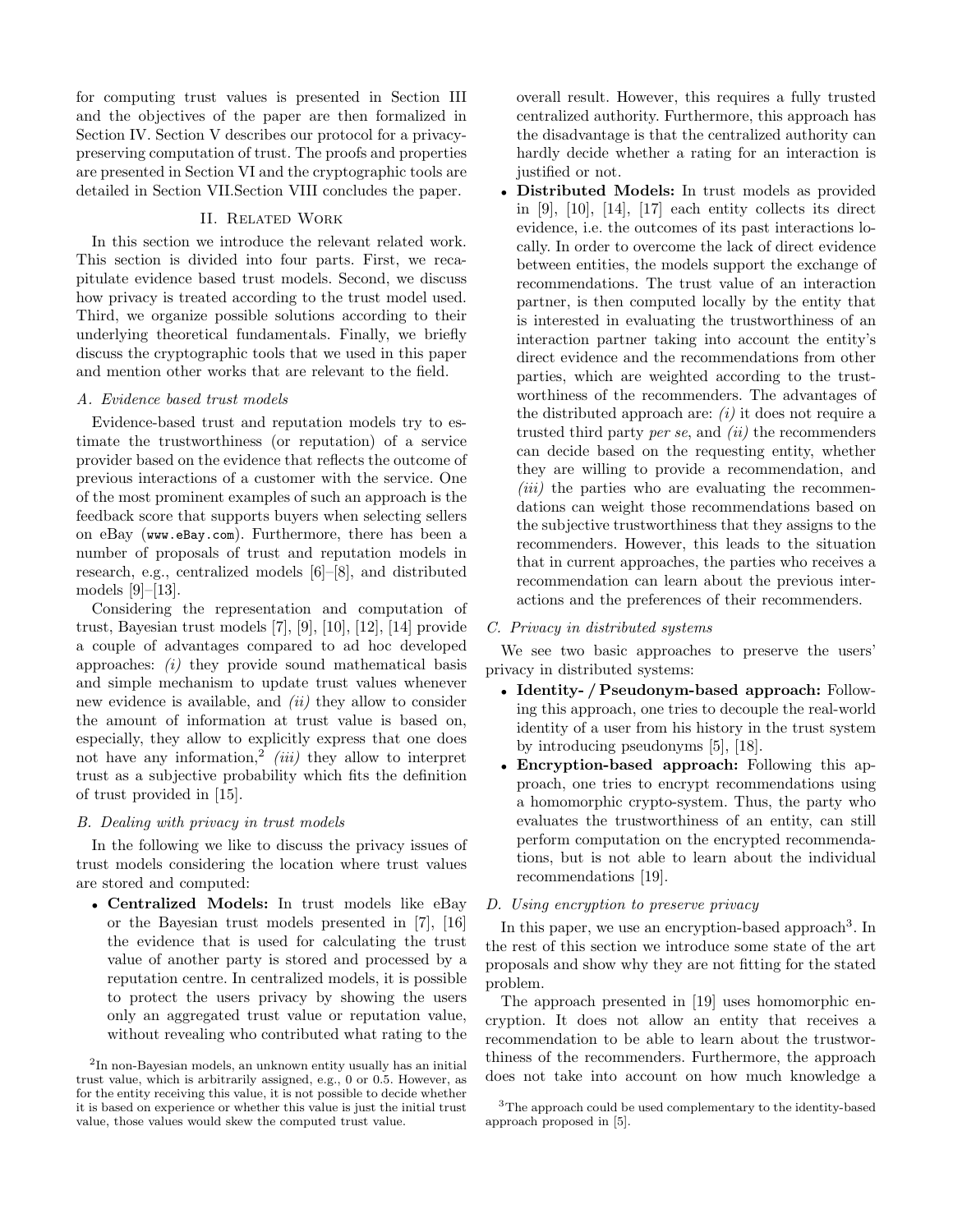for computing trust values is presented in Section III and the objectives of the paper are then formalized in Section IV. Section V describes our protocol for a privacy-preserving computation of trust. The proofs and properties are presented in Section VI and the cryptographic tools are detailed in Section VII.Section VIII concludes the paper.

## II. Related Work

In this section we introduce the relevant related work. This section is divided into four parts. First, we recapitulate evidence based trust models. Second, we discuss how privacy is treated according to the trust model used. Third, we organize possible solutions according to their underlying theoretical fundamentals. Finally, we briefly discuss the cryptographic tools that we used in this paper and mention other works that are relevant to the field.

### A. Evidence based trust models

Evidence-based trust and reputation models try to estimate the trustworthiness (or reputation) of a service provider based on the evidence that reflects the outcome of previous interactions of a customer with the service. One of the most prominent examples of such an approach is the feedback score that supports buyers when selecting sellers on eBay (`www.eBay.com`). Furthermore, there has been a number of proposals of trust and reputation models in research, e.g., centralized models [6]–[8], and distributed models [9]–[13].

Considering the representation and computation of trust, Bayesian trust models [7], [9], [10], [12], [14] provide a couple of advantages compared to ad hoc developed approaches: *(i)* they provide sound mathematical basis and simple mechanism to update trust values whenever new evidence is available, and *(ii)* they allow to consider the amount of information at trust value is based on, especially, they allow to explicitly express that one does not have any information,[2] *(iii)* they allow to interpret trust as a subjective probability which fits the definition of trust provided in [15].

### B. Dealing with privacy in trust models

In the following we like to discuss the privacy issues of trust models considering the location where trust values are stored and computed:

- **Centralized Models:** In trust models like eBay or the Bayesian trust models presented in [7], [16] the evidence that is used for calculating the trust value of another party is stored and processed by a reputation centre. In centralized models, it is possible to protect the users privacy by showing the users only an aggregated trust value or reputation value, without revealing who contributed what rating to the overall result. However, this requires a fully trusted centralized authority. Furthermore, this approach has the disadvantage is that the centralized authority can hardly decide whether a rating for an interaction is justified or not.
- **Distributed Models:** In trust models as provided in [9], [10], [14], [17] each entity collects its direct evidence, i.e. the outcomes of its past interactions locally. In order to overcome the lack of direct evidence between entities, the models support the exchange of recommendations. The trust value of an interaction partner, is then computed locally by the entity that is interested in evaluating the trustworthiness of an interaction partner taking into account the entity's direct evidence and the recommendations from other parties, which are weighted according to the trustworthiness of the recommenders. The advantages of the distributed approach are: *(i)* it does not require a trusted third party *per se*, and *(ii)* the recommenders can decide based on the requesting entity, whether they are willing to provide a recommendation, and *(iii)* the parties who are evaluating the recommendations can weight those recommendations based on the subjective trustworthiness that they assigns to the recommenders. However, this leads to the situation that in current approaches, the parties who receives a recommendation can learn about the previous interactions and the preferences of their recommenders.

### C. Privacy in distributed systems

We see two basic approaches to preserve the users' privacy in distributed systems:

- **Identity- / Pseudonym-based approach:** Following this approach, one tries to decouple the real-world identity of a user from his history in the trust system by introducing pseudonyms [5], [18].
- **Encryption-based approach:** Following this approach, one tries to encrypt recommendations using a homomorphic crypto-system. Thus, the party who evaluates the trustworthiness of an entity, can still perform computation on the encrypted recommendations, but is not able to learn about the individual recommendations [19].

### D. Using encryption to preserve privacy

In this paper, we use an encryption-based approach[3]. In the rest of this section we introduce some state of the art proposals and show why they are not fitting for the stated problem.

The approach presented in [19] uses homomorphic encryption. It does not allow an entity that receives a recommendation to be able to learn about the trustworthiness of the recommenders. Furthermore, the approach does not take into account on how much knowledge a

[2] In non-Bayesian models, an unknown entity usually has an initial trust value, which is arbitrarily assigned, e.g., 0 or 0.5. However, as for the entity receiving this value, it is not possible to decide whether it is based on experience or whether this value is just the initial trust value, those values would skew the computed trust value.

[3] The approach could be used complementary to the identity-based approach proposed in [5].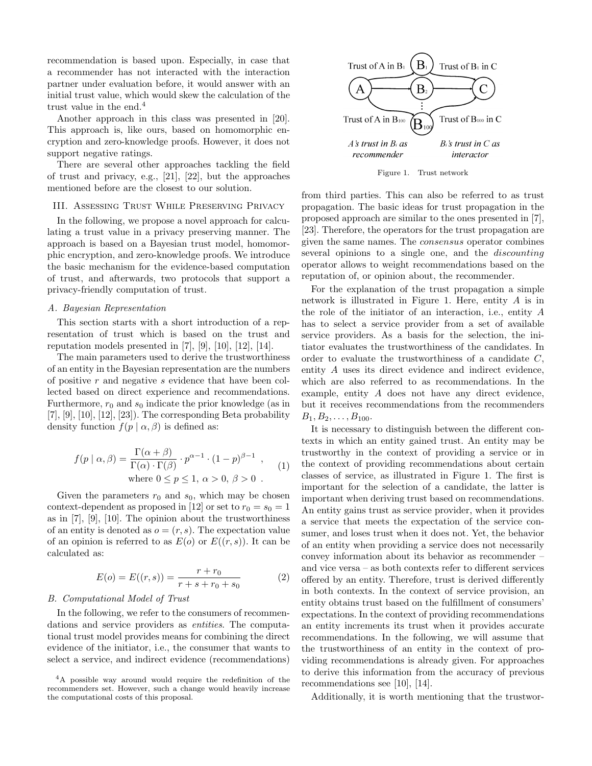recommendation is based upon. Especially, in case that a recommender has not interacted with the interaction partner under evaluation before, it would answer with an initial trust value, which would skew the calculation of the trust value in the end.[4]

Another approach in this class was presented in [20]. This approach is, like ours, based on homomorphic encryption and zero-knowledge proofs. However, it does not support negative ratings.

There are several other approaches tackling the field of trust and privacy, e.g., [21], [22], but the approaches mentioned before are the closest to our solution.

## III. Assessing Trust While Preserving Privacy

In the following, we propose a novel approach for calculating a trust value in a privacy preserving manner. The approach is based on a Bayesian trust model, homomorphic encryption, and zero-knowledge proofs. We introduce the basic mechanism for the evidence-based computation of trust, and afterwards, two protocols that support a privacy-friendly computation of trust.

### A. Bayesian Representation

This section starts with a short introduction of a representation of trust which is based on the trust and reputation models presented in [7], [9], [10], [12], [14].

The main parameters used to derive the trustworthiness of an entity in the Bayesian representation are the numbers of positive $r$ and negative $s$ evidence that have been collected based on direct experience and recommendations. Furthermore, $r_0$ and $s_0$ indicate the prior knowledge (as in [7], [9], [10], [12], [23]). The corresponding Beta probability density function $f(p \mid \alpha, \beta)$ is defined as:

$$f(p \mid \alpha, \beta) = \frac{\Gamma(\alpha + \beta)}{\Gamma(\alpha) \cdot \Gamma(\beta)} \cdot p^{\alpha - 1} \cdot (1-p)^{\beta - 1} \ , \quad \text{where } 0 \le p \le 1,\ \alpha > 0,\ \beta > 0 \ . \tag{1}$$

Given the parameters $r_0$ and $s_0$, which may be chosen context-dependent as proposed in [12] or set to $r_0 = s_0 = 1$ as in [7], [9], [10]. The opinion about the trustworthiness of an entity is denoted as $o = (r, s)$. The expectation value of an opinion is referred to as $E(o)$ or $E((r, s))$. It can be calculated as:

$$E(o) = E((r, s)) = \frac{r + r_0}{r + s + r_0 + s_0} \tag{2}$$

### B. Computational Model of Trust

In the following, we refer to the consumers of recommendations and service providers as *entities*. The computational trust model provides means for combining the direct evidence of the initiator, i.e., the consumer that wants to select a service, and indirect evidence (recommendations) from third parties. This can also be referred to as trust propagation. The basic ideas for trust propagation in the proposed approach are similar to the ones presented in [7], [23]. Therefore, the operators for the trust propagation are given the same names. The *consensus* operator combines several opinions to a single one, and the *discounting* operator allows to weight recommendations based on the reputation of, or opinion about, the recommender.

Figure 1. Trust network

For the explanation of the trust propagation a simple network is illustrated in Figure 1. Here, entity $A$ is in the role of the initiator of an interaction, i.e., entity $A$ has to select a service provider from a set of available service providers. As a basis for the selection, the initiator evaluates the trustworthiness of the candidates. In order to evaluate the trustworthiness of a candidate $C$, entity $A$ uses its direct evidence and indirect evidence, which are also referred to as recommendations. In the example, entity $A$ does not have any direct evidence, but it receives recommendations from the recommenders $B_1, B_2, \ldots, B_{100}$.

It is necessary to distinguish between the different contexts in which an entity gained trust. An entity may be trustworthy in the context of providing a service or in the context of providing recommendations about certain classes of service, as illustrated in Figure 1. The first is important for the selection of a candidate, the latter is important when deriving trust based on recommendations. An entity gains trust as service provider, when it provides a service that meets the expectation of the service consumer, and loses trust when it does not. Yet, the behavior of an entity when providing a service does not necessarily convey information about its behavior as recommender – and vice versa – as both contexts refer to different services offered by an entity. Therefore, trust is derived differently in both contexts. In the context of service provision, an entity obtains trust based on the fulfillment of consumers' expectations. In the context of providing recommendations an entity increments its trust when it provides accurate recommendations. In the following, we will assume that the trustworthiness of an entity in the context of providing recommendations is already given. For approaches to derive this information from the accuracy of previous recommendations see [10], [14].

Additionally, it is worth mentioning that the trustwor-

[4] A possible way around would require the redefinition of the recommenders set. However, such a change would heavily increase the computational costs of this proposal.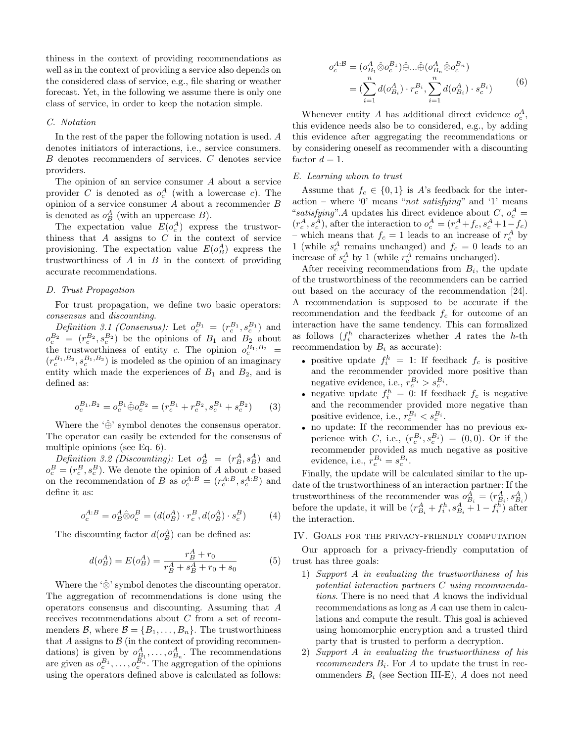thiness in the context of providing recommendations as well as in the context of providing a service also depends on the considered class of service, e.g., file sharing or weather forecast. Yet, in the following we assume there is only one class of service, in order to keep the notation simple.

### C. Notation

In the rest of the paper the following notation is used. $A$ denotes initiators of interactions, i.e., service consumers. $B$ denotes recommenders of services. $C$ denotes service providers.

The opinion of an service consumer $A$ about a service provider $C$ is denoted as $o_c^A$ (with a lowercase $c$). The opinion of a service consumer $A$ about a recommender $B$ is denoted as $o_B^A$ (with an uppercase $B$).

The expectation value $E(o_c^A)$ express the trustworthiness that $A$ assigns to $C$ in the context of service provisioning. The expectation value $E(o_B^A)$ express the trustworthiness of $A$ in $B$ in the context of providing accurate recommendations.

### D. Trust Propagation

For trust propagation, we define two basic operators: *consensus* and *discounting*.

*Definition 3.1 (Consensus):* Let $o_c^{B_1} = (r_c^{B_1}, s_c^{B_1})$ and $o_c^{B_2} = (r_c^{B_2}, s_c^{B_2})$ be the opinions of $B_1$ and $B_2$ about the trustworthiness of entity $c$. The opinion $o_c^{B_1,B_2} = (r_c^{B_1,B_2}, s_c^{B_1,B_2})$ is modeled as the opinion of an imaginary entity which made the experiences of $B_1$ and $B_2$, and is defined as:

$$o_c^{B_1,B_2} = o_c^{B_1} \hat{\oplus} o_c^{B_2} = (r_c^{B_1} + r_c^{B_2}, s_c^{B_1} + s_c^{B_2}) \tag{3}$$

Where the '$\hat{\oplus}$' symbol denotes the consensus operator. The operator can easily be extended for the consensus of multiple opinions (see Eq. 6).

*Definition 3.2 (Discounting):* Let $o_B^A = (r_B^A, s_B^A)$ and $o_c^B = (r_c^B, s_c^B)$. We denote the opinion of $A$ about $c$ based on the recommendation of $B$ as $o_c^{A:B} = (r_c^{A:B}, s_c^{A:B})$ and define it as:

$$o_c^{A:B} = o_B^A \hat{\otimes} o_c^B = (d(o_B^A) \cdot r_c^B, d(o_B^A) \cdot s_c^B) \tag{4}$$

The discounting factor $d(o_B^A)$ can be defined as:

$$d(o_B^A) = E(o_B^A) = \frac{r_B^A + r_0}{r_B^A + s_B^A + r_0 + s_0} \tag{5}$$

Where the '$\hat{\otimes}$' symbol denotes the discounting operator. The aggregation of recommendations is done using the operators consensus and discounting. Assuming that $A$ receives recommendations about $C$ from a set of recommenders $\mathcal{B}$, where $\mathcal{B} = \{B_1, \ldots, B_n\}$. The trustworthiness that $A$ assigns to $\mathcal{B}$ (in the context of providing recommendations) is given by $o_{B_1}^A, \ldots, o_{B_n}^A$. The recommendations are given as $o_c^{B_1}, \ldots, o_c^{B_n}$. The aggregation of the opinions using the operators defined above is calculated as follows:

$$\begin{aligned} o_c^{A:\mathcal{B}} &= (o_{B_1}^A \hat{\otimes} o_c^{B_1}) \hat{\oplus} \ldots \hat{\oplus} (o_{B_n}^A \hat{\otimes} o_c^{B_n}) \\ &= (\sum_{i=1}^{n} d(o_{B_i}^A) \cdot r_c^{B_i}, \sum_{i=1}^{n} d(o_{B_i}^A) \cdot s_c^{B_i}) \end{aligned} \tag{6}$$

Whenever entity $A$ has additional direct evidence $o_c^A$, this evidence needs also be to considered, e.g., by adding this evidence after aggregating the recommendations or by considering oneself as recommender with a discounting factor $d = 1$.

### E. Learning whom to trust

Assume that $f_c \in \{0, 1\}$ is $A$'s feedback for the interaction – where '0' means "*not satisfying*" and '1' means "*satisfying*".$A$ updates his direct evidence about $C$, $o_c^A = (r_c^A, s_c^A)$, after the interaction to $o_c^A = (r_c^A + f_c, s_c^A + 1 - f_c)$ – which means that $f_c = 1$ leads to an increase of $r_c^A$ by 1 (while $s_c^A$ remains unchanged) and $f_c = 0$ leads to an increase of $s_c^A$ by 1 (while $r_c^A$ remains unchanged).

After receiving recommendations from $B_i$, the update of the trustworthiness of the recommenders can be carried out based on the accuracy of the recommendation [24]. A recommendation is supposed to be accurate if the recommendation and the feedback $f_c$ for outcome of an interaction have the same tendency. This can formalized as follows ($f_i^h$ characterizes whether $A$ rates the $h$-th recommendation by $B_i$ as accurate):

- positive update $f_i^h = 1$: If feedback $f_c$ is positive and the recommender provided more positive than negative evidence, i.e., $r_c^{B_i} > s_c^{B_i}$.
- negative update $f_i^h = 0$: If feedback $f_c$ is negative and the recommender provided more negative than positive evidence, i.e., $r_c^{B_i} < s_c^{B_i}$.
- no update: If the recommender has no previous experience with $C$, i.e., $(r_c^{B_i}, s_c^{B_i}) = (0, 0)$. Or if the recommender provided as much negative as positive evidence, i.e., $r_c^{B_i} = s_c^{B_i}$.

Finally, the update will be calculated similar to the update of the trustworthiness of an interaction partner: If the trustworthiness of the recommender was $o_{B_i}^A = (r_{B_i}^A, s_{B_i}^A)$ before the update, it will be $(r_{B_i}^A + f_i^h, s_{B_i}^A + 1 - f_i^h)$ after the interaction.

## IV. Goals for the privacy-friendly computation

Our approach for a privacy-friendly computation of trust has three goals:

1) *Support $A$ in evaluating the trustworthiness of his potential interaction partners $C$ using recommendations.* There is no need that $A$ knows the individual recommendations as long as $A$ can use them in calculations and compute the result. This goal is achieved using homomorphic encryption and a trusted third party that is trusted to perform a decryption.
2) *Support $A$ in evaluating the trustworthiness of his recommenders $B_i$.* For $A$ to update the trust in recommenders $B_i$ (see Section III-E), $A$ does not need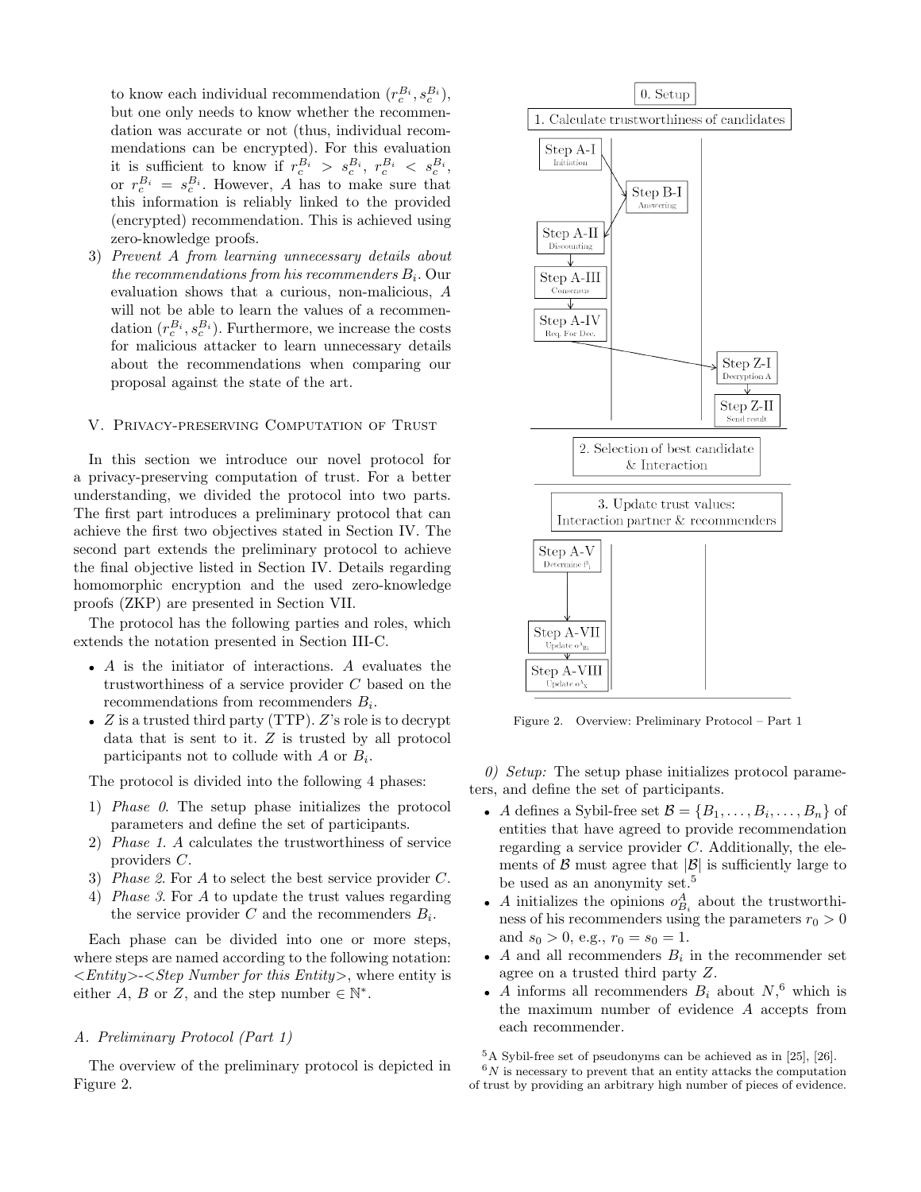to know each individual recommendation $(r_c^{B_i}, s_c^{B_i})$, but one only needs to know whether the recommendation was accurate or not (thus, individual recommendations can be encrypted). For this evaluation it is sufficient to know if $r_c^{B_i} > s_c^{B_i}$, $r_c^{B_i} < s_c^{B_i}$, or $r_c^{B_i} = s_c^{B_i}$. However, $A$ has to make sure that this information is reliably linked to the provided (encrypted) recommendation. This is achieved using zero-knowledge proofs.

3) *Prevent $A$ from learning unnecessary details about the recommendations from his recommenders $B_i$.* Our evaluation shows that a curious, non-malicious, $A$ will not be able to learn the values of a recommendation $(r_c^{B_i}, s_c^{B_i})$. Furthermore, we increase the costs for malicious attacker to learn unnecessary details about the recommendations when comparing our proposal against the state of the art.

## V. Privacy-preserving Computation of Trust

In this section we introduce our novel protocol for a privacy-preserving computation of trust. For a better understanding, we divided the protocol into two parts. The first part introduces a preliminary protocol that can achieve the first two objectives stated in Section IV. The second part extends the preliminary protocol to achieve the final objective listed in Section IV. Details regarding homomorphic encryption and the used zero-knowledge proofs (ZKP) are presented in Section VII.

The protocol has the following parties and roles, which extends the notation presented in Section III-C.

- $A$ is the initiator of interactions. $A$ evaluates the trustworthiness of a service provider $C$ based on the recommendations from recommenders $B_i$.
- $Z$ is a trusted third party (TTP). $Z$'s role is to decrypt data that is sent to it. $Z$ is trusted by all protocol participants not to collude with $A$ or $B_i$.

The protocol is divided into the following 4 phases:

1) *Phase 0*. The setup phase initializes the protocol parameters and define the set of participants.
2) *Phase 1*. $A$ calculates the trustworthiness of service providers $C$.
3) *Phase 2*. For $A$ to select the best service provider $C$.
4) *Phase 3*. For $A$ to update the trust values regarding the service provider $C$ and the recommenders $B_i$.

Each phase can be divided into one or more steps, where steps are named according to the following notation: <*Entity*>-<*Step Number for this Entity*>, where entity is either $A$, $B$ or $Z$, and the step number $\in \mathbb{N}^*$.

### A. Preliminary Protocol (Part 1)

The overview of the preliminary protocol is depicted in Figure 2.

Figure 2. Overview: Preliminary Protocol – Part 1

*0) Setup:* The setup phase initializes protocol parameters, and define the set of participants.

- $A$ defines a Sybil-free set $\mathcal{B} = \{B_1, \ldots, B_i, \ldots, B_n\}$ of entities that have agreed to provide recommendation regarding a service provider $C$. Additionally, the elements of $\mathcal{B}$ must agree that $|\mathcal{B}|$ is sufficiently large to be used as an anonymity set.[5]
- $A$ initializes the opinions $o_{B_i}^A$ about the trustworthiness of his recommenders using the parameters $r_0 > 0$ and $s_0 > 0$, e.g., $r_0 = s_0 = 1$.
- $A$ and all recommenders $B_i$ in the recommender set agree on a trusted third party $Z$.
- $A$ informs all recommenders $B_i$ about $N$,[6] which is the maximum number of evidence $A$ accepts from each recommender.

[5] A Sybil-free set of pseudonyms can be achieved as in [25], [26].

[6] $N$ is necessary to prevent that an entity attacks the computation of trust by providing an arbitrary high number of pieces of evidence.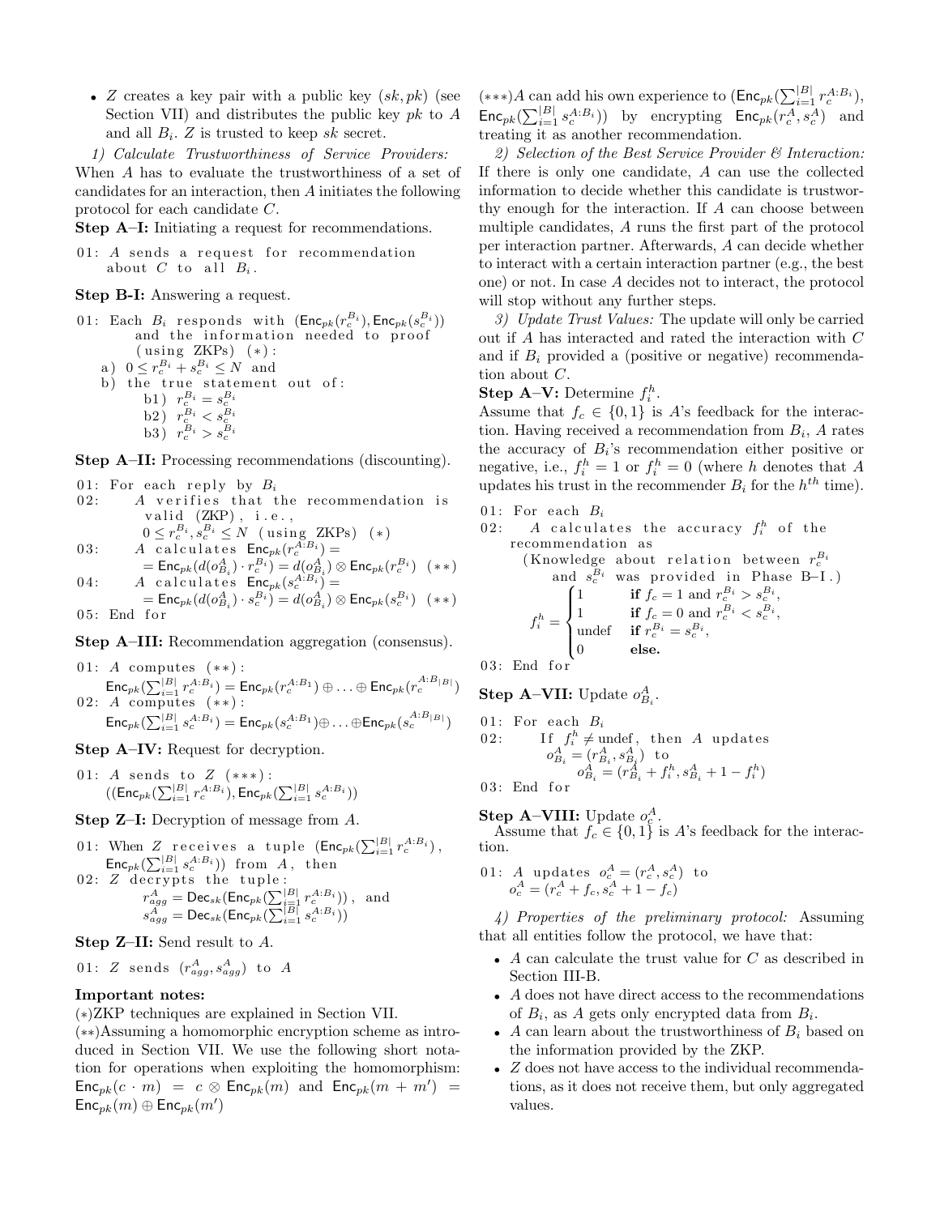- $Z$ creates a key pair with a public key $(sk, pk)$ (see Section VII) and distributes the public key $pk$ to $A$ and all $B_i$. $Z$ is trusted to keep $sk$ secret.

*1) Calculate Trustworthiness of Service Providers:* When $A$ has to evaluate the trustworthiness of a set of candidates for an interaction, then $A$ initiates the following protocol for each candidate $C$.

**Step A–I:** Initiating a request for recommendations.

```
01: A sends a request for recommendation
    about C to all B_i.
```

**Step B-I:** Answering a request.

01: Each $B_i$ responds with $(\mathsf{Enc}_{pk}(r_c^{B_i}), \mathsf{Enc}_{pk}(s_c^{B_i}))$ and the information needed to proof (using ZKPs) (∗):
  a) $0 \leq r_c^{B_i} + s_c^{B_i} \leq N$ and
  b) the true statement out of:
    b1) $r_c^{B_i} = s_c^{B_i}$
    b2) $r_c^{B_i} < s_c^{B_i}$
    b3) $r_c^{B_i} > s_c^{B_i}$

**Step A–II:** Processing recommendations (discounting).

01: For each reply by $B_i$
02: $A$ verifies that the recommendation is valid (ZKP), i.e., $0 \leq r_c^{B_i}, s_c^{B_i} \leq N$ (using ZKPs) (∗)
03: $A$ calculates $\mathsf{Enc}_{pk}(r_c^{A:B_i}) = \mathsf{Enc}_{pk}(d(o_{B_i}^A) \cdot r_c^{B_i}) = d(o_{B_i}^A) \otimes \mathsf{Enc}_{pk}(r_c^{B_i})$ (∗∗)
04: $A$ calculates $\mathsf{Enc}_{pk}(s_c^{A:B_i}) = \mathsf{Enc}_{pk}(d(o_{B_i}^A) \cdot s_c^{B_i}) = d(o_{B_i}^A) \otimes \mathsf{Enc}_{pk}(s_c^{B_i})$ (∗∗)
05: End for

**Step A–III:** Recommendation aggregation (consensus).

01: $A$ computes (∗∗): $\mathsf{Enc}_{pk}(\sum_{i=1}^{|B|} r_c^{A:B_i}) = \mathsf{Enc}_{pk}(r_c^{A:B_1}) \oplus \ldots \oplus \mathsf{Enc}_{pk}(r_c^{A:B_{|B|}})$
02: $A$ computes (∗∗): $\mathsf{Enc}_{pk}(\sum_{i=1}^{|B|} s_c^{A:B_i}) = \mathsf{Enc}_{pk}(s_c^{A:B_1}) \oplus \ldots \oplus \mathsf{Enc}_{pk}(s_c^{A:B_{|B|}})$

**Step A–IV:** Request for decryption.

01: $A$ sends to $Z$ (∗∗∗): $((\mathsf{Enc}_{pk}(\sum_{i=1}^{|B|} r_c^{A:B_i}), \mathsf{Enc}_{pk}(\sum_{i=1}^{|B|} s_c^{A:B_i}))$

**Step Z–I:** Decryption of message from $A$.

01: When $Z$ receives a tuple $(\mathsf{Enc}_{pk}(\sum_{i=1}^{|B|} r_c^{A:B_i}), \mathsf{Enc}_{pk}(\sum_{i=1}^{|B|} s_c^{A:B_i}))$ from $A$, then
02: $Z$ decrypts the tuple:
  $r_{agg}^A = \mathsf{Dec}_{sk}(\mathsf{Enc}_{pk}(\sum_{i=1}^{|B|} r_c^{A:B_i}))$, and
  $s_{agg}^A = \mathsf{Dec}_{sk}(\mathsf{Enc}_{pk}(\sum_{i=1}^{|B|} s_c^{A:B_i}))$

**Step Z–II:** Send result to $A$.

01: $Z$ sends $(r_{agg}^A, s_{agg}^A)$ to $A$

**Important notes:**

(∗)ZKP techniques are explained in Section VII.

(∗∗)Assuming a homomorphic encryption scheme as introduced in Section VII. We use the following short notation for operations when exploiting the homomorphism: $\mathsf{Enc}_{pk}(c \cdot m) = c \otimes \mathsf{Enc}_{pk}(m)$ and $\mathsf{Enc}_{pk}(m + m') = \mathsf{Enc}_{pk}(m) \oplus \mathsf{Enc}_{pk}(m')$

(∗∗∗)$A$ can add his own experience to $(\mathsf{Enc}_{pk}(\sum_{i=1}^{|B|} r_c^{A:B_i}), \mathsf{Enc}_{pk}(\sum_{i=1}^{|B|} s_c^{A:B_i}))$ by encrypting $\mathsf{Enc}_{pk}(r_c^A, s_c^A)$ and treating it as another recommendation.

*2) Selection of the Best Service Provider & Interaction:* If there is only one candidate, $A$ can use the collected information to decide whether this candidate is trustworthy enough for the interaction. If $A$ can choose between multiple candidates, $A$ runs the first part of the protocol per interaction partner. Afterwards, $A$ can decide whether to interact with a certain interaction partner (e.g., the best one) or not. In case $A$ decides not to interact, the protocol will stop without any further steps.

*3) Update Trust Values:* The update will only be carried out if $A$ has interacted and rated the interaction with $C$ and if $B_i$ provided a (positive or negative) recommendation about $C$.

**Step A–V:** Determine $f_i^h$.

Assume that $f_c \in \{0, 1\}$ is $A$'s feedback for the interaction. Having received a recommendation from $B_i$, $A$ rates the accuracy of $B_i$'s recommendation either positive or negative, i.e., $f_i^h = 1$ or $f_i^h = 0$ (where $h$ denotes that $A$ updates his trust in the recommender $B_i$ for the $h^{th}$ time).

01: For each $B_i$
02: $A$ calculates the accuracy $f_i^h$ of the recommendation as (Knowledge about relation between $r_c^{B_i}$ and $s_c^{B_i}$ was provided in Phase B–I.)

$$f_i^h = \begin{cases} 1 & \textbf{if } f_c = 1 \text{ and } r_c^{B_i} > s_c^{B_i}, \\ 1 & \textbf{if } f_c = 0 \text{ and } r_c^{B_i} < s_c^{B_i}, \\ \text{undef} & \textbf{if } r_c^{B_i} = s_c^{B_i}, \\ 0 & \textbf{else.} \end{cases}$$

03: End for

**Step A–VII:** Update $o_{B_i}^A$.

01: For each $B_i$
02: If $f_i^h \neq$ undef, then $A$ updates $o_{B_i}^A = (r_{B_i}^A, s_{B_i}^A)$ to $o_{B_i}^A = (r_{B_i}^A + f_i^h, s_{B_i}^A + 1 - f_i^h)$
03: End for

**Step A–VIII:** Update $o_c^A$.

Assume that $f_c \in \{0, 1\}$ is $A$'s feedback for the interaction.

01: $A$ updates $o_c^A = (r_c^A, s_c^A)$ to $o_c^A = (r_c^A + f_c, s_c^A + 1 - f_c)$

*4) Properties of the preliminary protocol:* Assuming that all entities follow the protocol, we have that:

- $A$ can calculate the trust value for $C$ as described in Section III-B.
- $A$ does not have direct access to the recommendations of $B_i$, as $A$ gets only encrypted data from $B_i$.
- $A$ can learn about the trustworthiness of $B_i$ based on the information provided by the ZKP.
- $Z$ does not have access to the individual recommendations, as it does not receive them, but only aggregated values.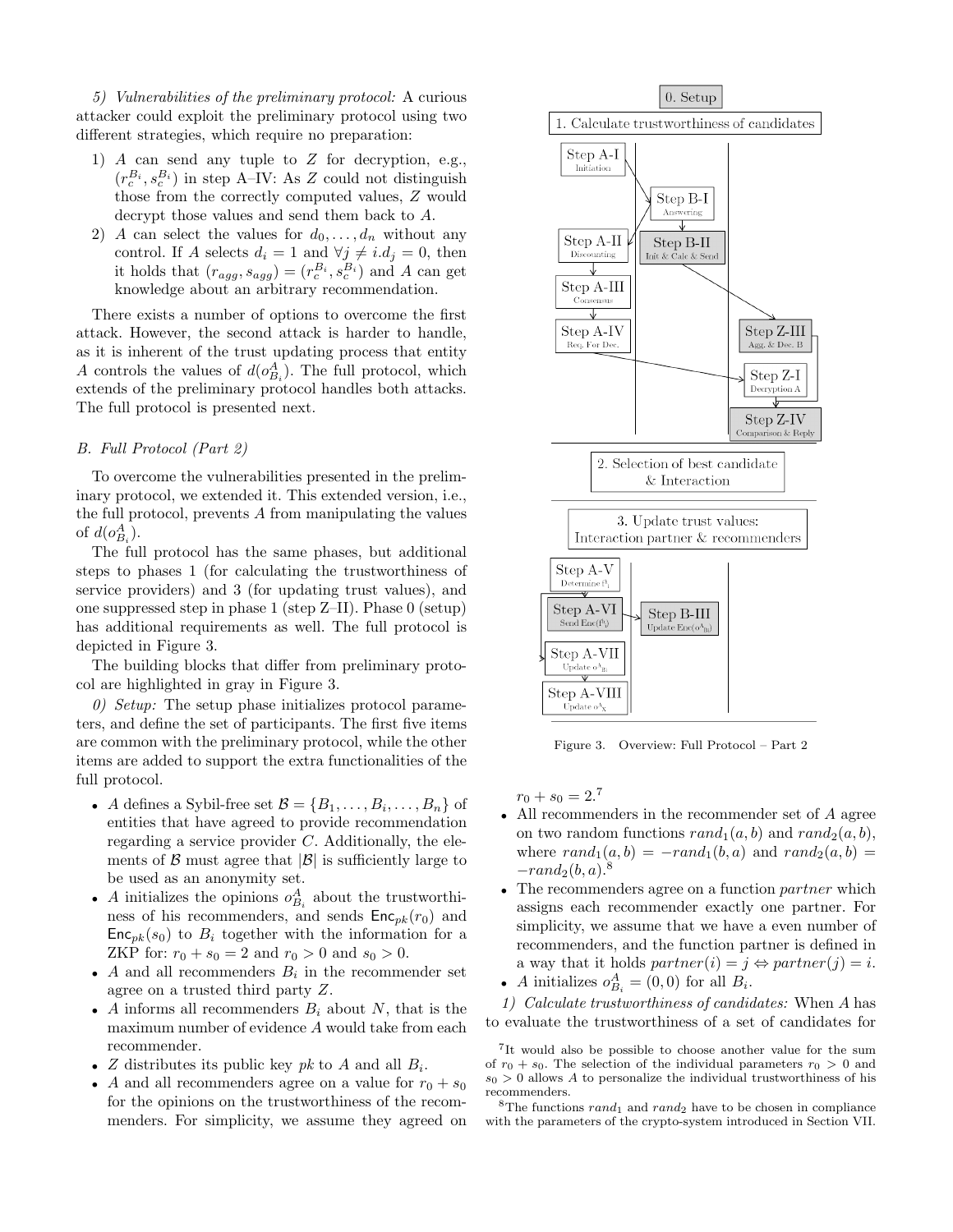*5) Vulnerabilities of the preliminary protocol:* A curious attacker could exploit the preliminary protocol using two different strategies, which require no preparation:

1) $A$ can send any tuple to $Z$ for decryption, e.g., $(r_c^{B_i}, s_c^{B_i})$ in step A–IV: As $Z$ could not distinguish those from the correctly computed values, $Z$ would decrypt those values and send them back to $A$.
2) $A$ can select the values for $d_0, \ldots, d_n$ without any control. If $A$ selects $d_i = 1$ and $\forall j \neq i. d_j = 0$, then it holds that $(r_{agg}, s_{agg}) = (r_c^{B_i}, s_c^{B_i})$ and $A$ can get knowledge about an arbitrary recommendation.

There exists a number of options to overcome the first attack. However, the second attack is harder to handle, as it is inherent of the trust updating process that entity $A$ controls the values of $d(o_{B_i}^A)$. The full protocol, which extends of the preliminary protocol handles both attacks. The full protocol is presented next.

## B. Full Protocol (Part 2)

To overcome the vulnerabilities presented in the preliminary protocol, we extended it. This extended version, i.e., the full protocol, prevents $A$ from manipulating the values of $d(o_{B_i}^A)$.

The full protocol has the same phases, but additional steps to phases 1 (for calculating the trustworthiness of service providers) and 3 (for updating trust values), and one suppressed step in phase 1 (step Z–II). Phase 0 (setup) has additional requirements as well. The full protocol is depicted in Figure 3.

The building blocks that differ from preliminary protocol are highlighted in gray in Figure 3.

*0) Setup:* The setup phase initializes protocol parameters, and define the set of participants. The first five items are common with the preliminary protocol, while the other items are added to support the extra functionalities of the full protocol.

- $A$ defines a Sybil-free set $\mathcal{B} = \{B_1, \ldots, B_i, \ldots, B_n\}$ of entities that have agreed to provide recommendation regarding a service provider $C$. Additionally, the elements of $\mathcal{B}$ must agree that $|\mathcal{B}|$ is sufficiently large to be used as an anonymity set.
- $A$ initializes the opinions $o_{B_i}^A$ about the trustworthiness of his recommenders, and sends $\mathsf{Enc}_{pk}(r_0)$ and $\mathsf{Enc}_{pk}(s_0)$ to $B_i$ together with the information for a ZKP for: $r_0 + s_0 = 2$ and $r_0 > 0$ and $s_0 > 0$.
- $A$ and all recommenders $B_i$ in the recommender set agree on a trusted third party $Z$.
- $A$ informs all recommenders $B_i$ about $N$, that is the maximum number of evidence $A$ would take from each recommender.
- $Z$ distributes its public key $pk$ to $A$ and all $B_i$.
- $A$ and all recommenders agree on a value for $r_0 + s_0$ for the opinions on the trustworthiness of the recommenders. For simplicity, we assume they agreed on $r_0 + s_0 = 2$.[7]
- All recommenders in the recommender set of $A$ agree on two random functions $rand_1(a, b)$ and $rand_2(a, b)$, where $rand_1(a, b) = -rand_1(b, a)$ and $rand_2(a, b) = -rand_2(b, a)$.[8]
- The recommenders agree on a function *partner* which assigns each recommender exactly one partner. For simplicity, we assume that we have a even number of recommenders, and the function partner is defined in a way that it holds $partner(i) = j \Leftrightarrow partner(j) = i$.
- $A$ initializes $o_{B_i}^A = (0, 0)$ for all $B_i$.

*1) Calculate trustworthiness of candidates:* When $A$ has to evaluate the trustworthiness of a set of candidates for

Figure 3. Overview: Full Protocol – Part 2

[7] It would also be possible to choose another value for the sum of $r_0 + s_0$. The selection of the individual parameters $r_0 > 0$ and $s_0 > 0$ allows $A$ to personalize the individual trustworthiness of his recommenders.

[8] The functions $rand_1$ and $rand_2$ have to be chosen in compliance with the parameters of the crypto-system introduced in Section VII.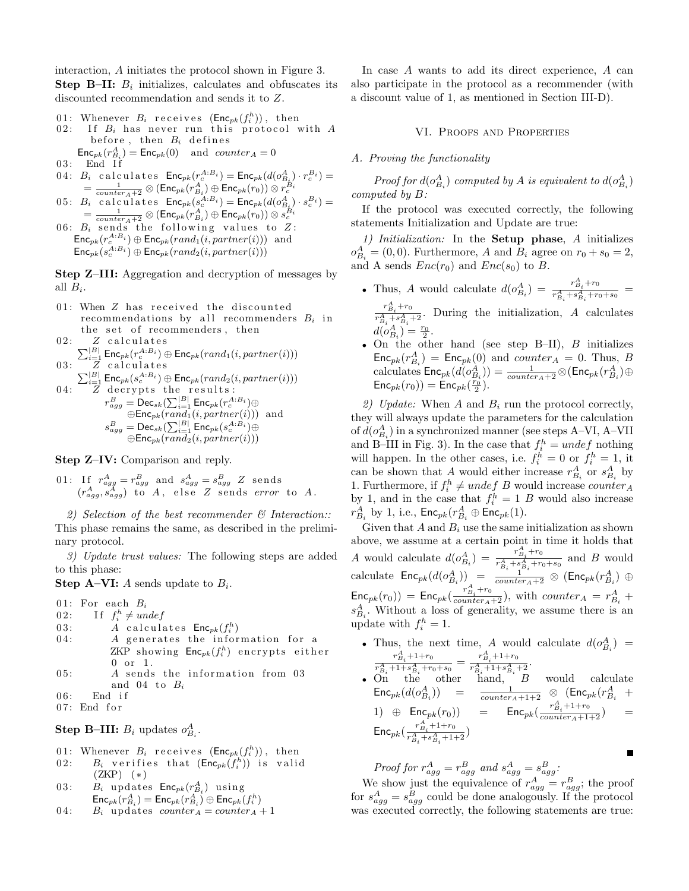interaction, $A$ initiates the protocol shown in Figure 3.

**Step B–II:** $B_i$ initializes, calculates and obfuscates its discounted recommendation and sends it to $Z$.

```
01: Whenever B_i receives (Enc_pk(f_i^h)), then
02:   If B_i has never run this protocol with A
        before, then B_i defines
        Enc_pk(r_{B_i}^A) = Enc_pk(0)  and  counter_A = 0
03:   End If
04: B_i calculates Enc_pk(r_c^{A:B_i}) = Enc_pk(d(o_{B_i}^A) · r_c^{B_i}) =
      = 1/(counter_A+2) ⊗ (Enc_pk(r_{B_i}^A) ⊕ Enc_pk(r_0)) ⊗ r_c^{B_i}
05: B_i calculates Enc_pk(s_c^{A:B_i}) = Enc_pk(d(o_{B_i}^A) · s_c^{B_i}) =
      = 1/(counter_A+2) ⊗ (Enc_pk(r_{B_i}^A) ⊕ Enc_pk(r_0)) ⊗ s_c^{B_i}
06: B_i sends the following values to Z:
      Enc_pk(r_c^{A:B_i}) ⊕ Enc_pk(rand_1(i, partner(i)))  and
      Enc_pk(s_c^{A:B_i}) ⊕ Enc_pk(rand_2(i, partner(i)))
```

**Step Z–III:** Aggregation and decryption of messages by all $B_i$.

```
01: When Z has received the discounted
      recommendations by all recommenders B_i in
      the set of recommenders, then
02:   Z calculates
      Σ_{i=1}^{|B|} Enc_pk(r_c^{A:B_i}) ⊕ Enc_pk(rand_1(i, partner(i)))
03:   Z calculates
      Σ_{i=1}^{|B|} Enc_pk(s_c^{A:B_i}) ⊕ Enc_pk(rand_2(i, partner(i)))
04:   Z decrypts the results:
        r_agg^B = Dec_sk(Σ_{i=1}^{|B|} Enc_pk(r_c^{A:B_i}) ⊕
                  ⊕ Enc_pk(rand_1(i, partner(i)))  and
        s_agg^B = Dec_sk(Σ_{i=1}^{|B|} Enc_pk(s_c^{A:B_i}) ⊕
                  ⊕ Enc_pk(rand_2(i, partner(i)))
```

**Step Z–IV:** Comparison and reply.

```
01: If r_agg^A = r_agg^B and s_agg^A = s_agg^B Z sends
      (r_agg^A, s_agg^A) to A, else Z sends error to A.
```

*2) Selection of the best recommender & Interaction::* This phase remains the same, as described in the preliminary protocol.

*3) Update trust values:* The following steps are added to this phase:

**Step A–VI:** $A$ sends update to $B_i$.

```
01: For each B_i
02:   If f_i^h ≠ undef
03:     A calculates Enc_pk(f_i^h)
04:     A generates the information for a
          ZKP showing Enc_pk(f_i^h) encrypts either
          0 or 1.
05:     A sends the information from 03
          and 04 to B_i
06:   End if
07: End for
```

**Step B–III:** $B_i$ updates $o_{B_i}^A$.

```
01: Whenever B_i receives (Enc_pk(f_i^h)), then
02:   B_i verifies that (Enc_pk(f_i^h)) is valid
        (ZKP) (*)
03:   B_i updates Enc_pk(r_{B_i}^A) using
        Enc_pk(r_{B_i}^A) = Enc_pk(r_{B_i}^A) ⊕ Enc_pk(f_i^h)
04:   B_i updates counter_A = counter_A + 1
```

In case $A$ wants to add its direct experience, $A$ can also participate in the protocol as a recommender (with a discount value of 1, as mentioned in Section III-D).

## VI. Proofs and Properties

### A. Proving the functionality

*Proof for $d(o_{B_i}^A)$ computed by A is equivalent to $d(o_{B_i}^A)$ computed by B:*

If the protocol was executed correctly, the following statements Initialization and Update are true:

*1) Initialization:* In the **Setup phase**, $A$ initializes $o_{B_i}^A = (0,0)$. Furthermore, $A$ and $B_i$ agree on $r_0 + s_0 = 2$, and A sends $Enc(r_0)$ and $Enc(s_0)$ to $B$.

- Thus, $A$ would calculate $d(o_{B_i}^A) = \frac{r_{B_i}^A + r_0}{r_{B_i}^A + s_{B_i}^A + r_0 + s_0} = \frac{r_{B_i}^A + r_0}{r_{B_i}^A + s_{B_i}^A + 2}$. During the initialization, $A$ calculates $d(o_{B_i}^A) = \frac{r_0}{2}$.
- On the other hand (see step B–II), $B$ initializes $\mathsf{Enc}_{pk}(r_{B_i}^A) = \mathsf{Enc}_{pk}(0)$ and $counter_A = 0$. Thus, $B$ calculates $\mathsf{Enc}_{pk}(d(o_{B_i}^A)) = \frac{1}{counter_A+2} \otimes (\mathsf{Enc}_{pk}(r_{B_i}^A) \oplus \mathsf{Enc}_{pk}(r_0)) = \mathsf{Enc}_{pk}(\frac{r_0}{2})$.

*2) Update:* When $A$ and $B_i$ run the protocol correctly, they will always update the parameters for the calculation of $d(o_{B_i}^A)$ in a synchronized manner (see steps A–VI, A–VII and B–III in Fig. 3). In the case that $f_i^h = undef$ nothing will happen. In the other cases, i.e. $f_i^h = 0$ or $f_i^h = 1$, it can be shown that $A$ would either increase $r_{B_i}^A$ or $s_{B_i}^A$ by 1. Furthermore, if $f_i^h \neq undef$ $B$ would increase $counter_A$ by 1, and in the case that $f_i^h = 1$ $B$ would also increase $r_{B_i}^A$ by 1, i.e., $\mathsf{Enc}_{pk}(r_{B_i}^A \oplus \mathsf{Enc}_{pk}(1)$.

Given that $A$ and $B_i$ use the same initialization as shown above, we assume at a certain point in time it holds that $A$ would calculate $d(o_{B_i}^A) = \frac{r_{B_i}^A + r_0}{r_{B_i}^A + s_{B_i}^A + r_0 + s_0}$ and $B$ would calculate $\mathsf{Enc}_{pk}(d(o_{B_i}^A)) = \frac{1}{counter_A+2} \otimes (\mathsf{Enc}_{pk}(r_{B_i}^A) \oplus \mathsf{Enc}_{pk}(r_0)) = \mathsf{Enc}_{pk}(\frac{r_{B_i}^A + r_0}{counter_A+2})$, with $counter_A = r_{B_i}^A + s_{B_i}^A$. Without a loss of generality, we assume there is an update with $f_i^h = 1$.

- Thus, the next time, $A$ would calculate $d(o_{B_i}^A) = \frac{r_{B_i}^A + 1 + r_0}{r_{B_i}^A + 1 + s_{B_i}^A + r_0 + s_0} = \frac{r_{B_i}^A + 1 + r_0}{r_{B_i}^A + 1 + s_{B_i}^A + 2}$.
- On the other hand, $B$ would calculate $\mathsf{Enc}_{pk}(d(o_{B_i}^A)) = \frac{1}{counter_A+1+2} \otimes (\mathsf{Enc}_{pk}(r_{B_i}^A + 1) \oplus \mathsf{Enc}_{pk}(r_0)) = \mathsf{Enc}_{pk}(\frac{r_{B_i}^A + 1 + r_0}{counter_A+1+2}) = \mathsf{Enc}_{pk}(\frac{r_{B_i}^A + 1 + r_0}{r_{B_i}^A + s_{B_i}^A + 1 + 2})$

■

*Proof for $r_{agg}^A = r_{agg}^B$ and $s_{agg}^A = s_{agg}^B$:*

We show just the equivalence of $r_{agg}^A = r_{agg}^B$; the proof for $s_{agg}^A = s_{agg}^B$ could be done analogously. If the protocol was executed correctly, the following statements are true: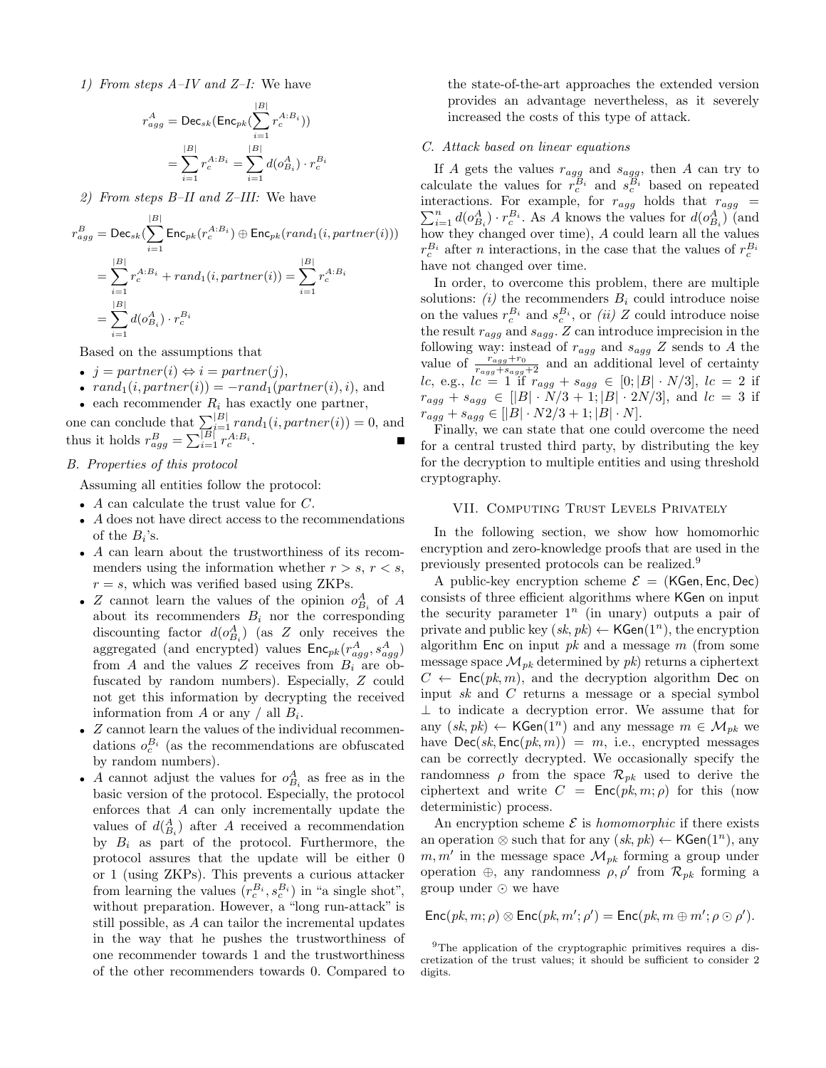*1) From steps A–IV and Z–I:* We have

$$r^A_{agg} = \mathsf{Dec}_{sk}(\mathsf{Enc}_{pk}(\sum_{i=1}^{|B|} r_c^{A:B_i}))$$
$$= \sum_{i=1}^{|B|} r_c^{A:B_i} = \sum_{i=1}^{|B|} d(o^A_{B_i}) \cdot r_c^{B_i}$$

*2) From steps B–II and Z–III:* We have

$$r^B_{agg} = \mathsf{Dec}_{sk}(\sum_{i=1}^{|B|} \mathsf{Enc}_{pk}(r_c^{A:B_i}) \oplus \mathsf{Enc}_{pk}(rand_1(i, partner(i)))$$
$$= \sum_{i=1}^{|B|} r_c^{A:B_i} + rand_1(i, partner(i)) = \sum_{i=1}^{|B|} r_c^{A:B_i}$$
$$= \sum_{i=1}^{|B|} d(o^A_{B_i}) \cdot r_c^{B_i}$$

Based on the assumptions that

- $j = partner(i) \Leftrightarrow i = partner(j)$,
- $rand_1(i, partner(i)) = -rand_1(partner(i), i)$, and
- each recommender $R_i$ has exactly one partner,

one can conclude that $\sum_{i=1}^{|B|} rand_1(i, partner(i)) = 0$, and thus it holds $r^B_{agg} = \sum_{i=1}^{|B|} r_c^{A:B_i}$. ∎

### B. Properties of this protocol

Assuming all entities follow the protocol:

- $A$ can calculate the trust value for $C$.
- $A$ does not have direct access to the recommendations of the $B_i$'s.
- $A$ can learn about the trustworthiness of its recommenders using the information whether $r > s$, $r < s$, $r = s$, which was verified based using ZKPs.
- $Z$ cannot learn the values of the opinion $o^A_{B_i}$ of $A$ about its recommenders $B_i$ nor the corresponding discounting factor $d(o^A_{B_i})$ (as $Z$ only receives the aggregated (and encrypted) values $\mathsf{Enc}_{pk}(r^A_{agg}, s^A_{agg})$ from $A$ and the values $Z$ receives from $B_i$ are obfuscated by random numbers). Especially, $Z$ could not get this information by decrypting the received information from $A$ or any / all $B_i$.
- $Z$ cannot learn the values of the individual recommendations $o_c^{B_i}$ (as the recommendations are obfuscated by random numbers).
- $A$ cannot adjust the values for $o^A_{B_i}$ as free as in the basic version of the protocol. Especially, the protocol enforces that $A$ can only incrementally update the values of $d(^A_{B_i})$ after $A$ received a recommendation by $B_i$ as part of the protocol. Furthermore, the protocol assures that the update will be either 0 or 1 (using ZKPs). This prevents a curious attacker from learning the values $(r_c^{B_i}, s_c^{B_i})$ in "a single shot", without preparation. However, a "long run-attack" is still possible, as $A$ can tailor the incremental updates in the way that he pushes the trustworthiness of one recommender towards 1 and the trustworthiness of the other recommenders towards 0. Compared to the state-of-the-art approaches the extended version provides an advantage nevertheless, as it severely increased the costs of this type of attack.

### C. Attack based on linear equations

If $A$ gets the values $r_{agg}$ and $s_{agg}$, then $A$ can try to calculate the values for $r_c^{B_i}$ and $s_c^{B_i}$ based on repeated interactions. For example, for $r_{agg}$ holds that $r_{agg} = \sum_{i=1}^{n} d(o^A_{B_i}) \cdot r_c^{B_i}$. As $A$ knows the values for $d(o^A_{B_i})$ (and how they changed over time), $A$ could learn all the values $r_c^{B_i}$ after $n$ interactions, in the case that the values of $r_c^{B_i}$ have not changed over time.

In order, to overcome this problem, there are multiple solutions: *(i)* the recommenders $B_i$ could introduce noise on the values $r_c^{B_i}$ and $s_c^{B_i}$, or *(ii)* $Z$ could introduce noise the result $r_{agg}$ and $s_{agg}$. $Z$ can introduce imprecision in the following way: instead of $r_{agg}$ and $s_{agg}$ $Z$ sends to $A$ the value of $\frac{r_{agg}+r_0}{r_{agg}+s_{agg}+2}$ and an additional level of certainty $lc$, e.g., $lc = 1$ if $r_{agg} + s_{agg} \in [0; |B| \cdot N/3]$, $lc = 2$ if $r_{agg} + s_{agg} \in [|B| \cdot N/3 + 1; |B| \cdot 2N/3]$, and $lc = 3$ if $r_{agg} + s_{agg} \in [|B| \cdot N2/3 + 1; |B| \cdot N]$.

Finally, we can state that one could overcome the need for a central trusted third party, by distributing the key for the decryption to multiple entities and using threshold cryptography.

## VII. Computing Trust Levels Privately

In the following section, we show how homomorhic encryption and zero-knowledge proofs that are used in the previously presented protocols can be realized.[9]

A public-key encryption scheme $\mathcal{E} = (\mathsf{KGen}, \mathsf{Enc}, \mathsf{Dec})$ consists of three efficient algorithms where $\mathsf{KGen}$ on input the security parameter $1^n$ (in unary) outputs a pair of private and public key $(sk, pk) \leftarrow \mathsf{KGen}(1^n)$, the encryption algorithm $\mathsf{Enc}$ on input $pk$ and a message $m$ (from some message space $\mathcal{M}_{pk}$ determined by $pk$) returns a ciphertext $C \leftarrow \mathsf{Enc}(pk, m)$, and the decryption algorithm $\mathsf{Dec}$ on input $sk$ and $C$ returns a message or a special symbol $\perp$ to indicate a decryption error. We assume that for any $(sk, pk) \leftarrow \mathsf{KGen}(1^n)$ and any message $m \in \mathcal{M}_{pk}$ we have $\mathsf{Dec}(sk, \mathsf{Enc}(pk, m)) = m$, i.e., encrypted messages can be correctly decrypted. We occasionally specify the randomness $\rho$ from the space $\mathcal{R}_{pk}$ used to derive the ciphertext and write $C = \mathsf{Enc}(pk, m; \rho)$ for this (now deterministic) process.

An encryption scheme $\mathcal{E}$ is *homomorphic* if there exists an operation $\otimes$ such that for any $(sk, pk) \leftarrow \mathsf{KGen}(1^n)$, any $m, m'$ in the message space $\mathcal{M}_{pk}$ forming a group under operation $\oplus$, any randomness $\rho, \rho'$ from $\mathcal{R}_{pk}$ forming a group under $\odot$ we have

$$\mathsf{Enc}(pk, m; \rho) \otimes \mathsf{Enc}(pk, m'; \rho') = \mathsf{Enc}(pk, m \oplus m'; \rho \odot \rho').$$

[9] The application of the cryptographic primitives requires a discretization of the trust values; it should be sufficient to consider 2 digits.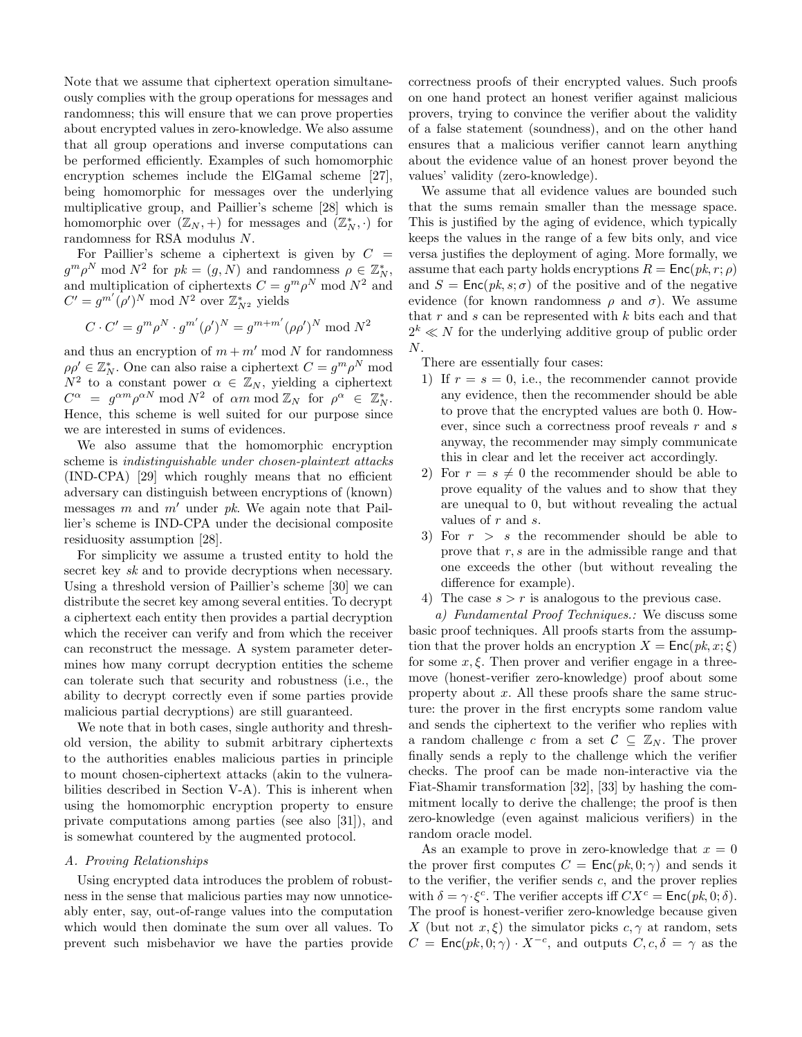Note that we assume that ciphertext operation simultaneously complies with the group operations for messages and randomness; this will ensure that we can prove properties about encrypted values in zero-knowledge. We also assume that all group operations and inverse computations can be performed efficiently. Examples of such homomorphic encryption schemes include the ElGamal scheme [27], being homomorphic for messages over the underlying multiplicative group, and Paillier's scheme [28] which is homomorphic over $(\mathbb{Z}_N, +)$ for messages and $(\mathbb{Z}_N^*, \cdot)$ for randomness for RSA modulus $N$.

For Paillier's scheme a ciphertext is given by $C = g^m \rho^N \bmod N^2$ for $pk = (g, N)$ and randomness $\rho \in \mathbb{Z}_N^*$, and multiplication of ciphertexts $C = g^m \rho^N \bmod N^2$ and $C' = g^{m'} (\rho')^N \bmod N^2$ over $\mathbb{Z}_{N^2}^*$ yields

$$C \cdot C' = g^m \rho^N \cdot g^{m'} (\rho')^N = g^{m+m'} (\rho\rho')^N \bmod N^2$$

and thus an encryption of $m + m' \bmod N$ for randomness $\rho\rho' \in \mathbb{Z}_N^*$. One can also raise a ciphertext $C = g^m \rho^N \bmod N^2$ to a constant power $\alpha \in \mathbb{Z}_N$, yielding a ciphertext $C^\alpha = g^{\alpha m} \rho^{\alpha N} \bmod N^2$ of $\alpha m \bmod \mathbb{Z}_N$ for $\rho^\alpha \in \mathbb{Z}_N^*$. Hence, this scheme is well suited for our purpose since we are interested in sums of evidences.

We also assume that the homomorphic encryption scheme is *indistinguishable under chosen-plaintext attacks* (IND-CPA) [29] which roughly means that no efficient adversary can distinguish between encryptions of (known) messages $m$ and $m'$ under $pk$. We again note that Paillier's scheme is IND-CPA under the decisional composite residuosity assumption [28].

For simplicity we assume a trusted entity to hold the secret key $sk$ and to provide decryptions when necessary. Using a threshold version of Paillier's scheme [30] we can distribute the secret key among several entities. To decrypt a ciphertext each entity then provides a partial decryption which the receiver can verify and from which the receiver can reconstruct the message. A system parameter determines how many corrupt decryption entities the scheme can tolerate such that security and robustness (i.e., the ability to decrypt correctly even if some parties provide malicious partial decryptions) are still guaranteed.

We note that in both cases, single authority and threshold version, the ability to submit arbitrary ciphertexts to the authorities enables malicious parties in principle to mount chosen-ciphertext attacks (akin to the vulnerabilities described in Section V-A). This is inherent when using the homomorphic encryption property to ensure private computations among parties (see also [31]), and is somewhat countered by the augmented protocol.

### A. Proving Relationships

Using encrypted data introduces the problem of robustness in the sense that malicious parties may now unnoticeably enter, say, out-of-range values into the computation which would then dominate the sum over all values. To prevent such misbehavior we have the parties provide correctness proofs of their encrypted values. Such proofs on one hand protect an honest verifier against malicious provers, trying to convince the verifier about the validity of a false statement (soundness), and on the other hand ensures that a malicious verifier cannot learn anything about the evidence value of an honest prover beyond the values' validity (zero-knowledge).

We assume that all evidence values are bounded such that the sums remain smaller than the message space. This is justified by the aging of evidence, which typically keeps the values in the range of a few bits only, and vice versa justifies the deployment of aging. More formally, we assume that each party holds encryptions $R = \mathsf{Enc}(pk, r; \rho)$ and $S = \mathsf{Enc}(pk, s; \sigma)$ of the positive and of the negative evidence (for known randomness $\rho$ and $\sigma$). We assume that $r$ and $s$ can be represented with $k$ bits each and that $2^k \ll N$ for the underlying additive group of public order $N$.

There are essentially four cases:

1) If $r = s = 0$, i.e., the recommender cannot provide any evidence, then the recommender should be able to prove that the encrypted values are both 0. However, since such a correctness proof reveals $r$ and $s$ anyway, the recommender may simply communicate this in clear and let the receiver act accordingly.
2) For $r = s \neq 0$ the recommender should be able to prove equality of the values and to show that they are unequal to 0, but without revealing the actual values of $r$ and $s$.
3) For $r > s$ the recommender should be able to prove that $r, s$ are in the admissible range and that one exceeds the other (but without revealing the difference for example).
4) The case $s > r$ is analogous to the previous case.

*a) Fundamental Proof Techniques.:* We discuss some basic proof techniques. All proofs starts from the assumption that the prover holds an encryption $X = \mathsf{Enc}(pk, x; \xi)$ for some $x, \xi$. Then prover and verifier engage in a three-move (honest-verifier zero-knowledge) proof about some property about $x$. All these proofs share the same structure: the prover in the first encrypts some random value and sends the ciphertext to the verifier who replies with a random challenge $c$ from a set $\mathcal{C} \subseteq \mathbb{Z}_N$. The prover finally sends a reply to the challenge which the verifier checks. The proof can be made non-interactive via the Fiat-Shamir transformation [32], [33] by hashing the commitment locally to derive the challenge; the proof is then zero-knowledge (even against malicious verifiers) in the random oracle model.

As an example to prove in zero-knowledge that $x = 0$ the prover first computes $C = \mathsf{Enc}(pk, 0; \gamma)$ and sends it to the verifier, the verifier sends $c$, and the prover replies with $\delta = \gamma \cdot \xi^c$. The verifier accepts iff $CX^c = \mathsf{Enc}(pk, 0; \delta)$. The proof is honest-verifier zero-knowledge because given $X$ (but not $x, \xi$) the simulator picks $c, \gamma$ at random, sets $C = \mathsf{Enc}(pk, 0; \gamma) \cdot X^{-c}$, and outputs $C, c, \delta = \gamma$ as the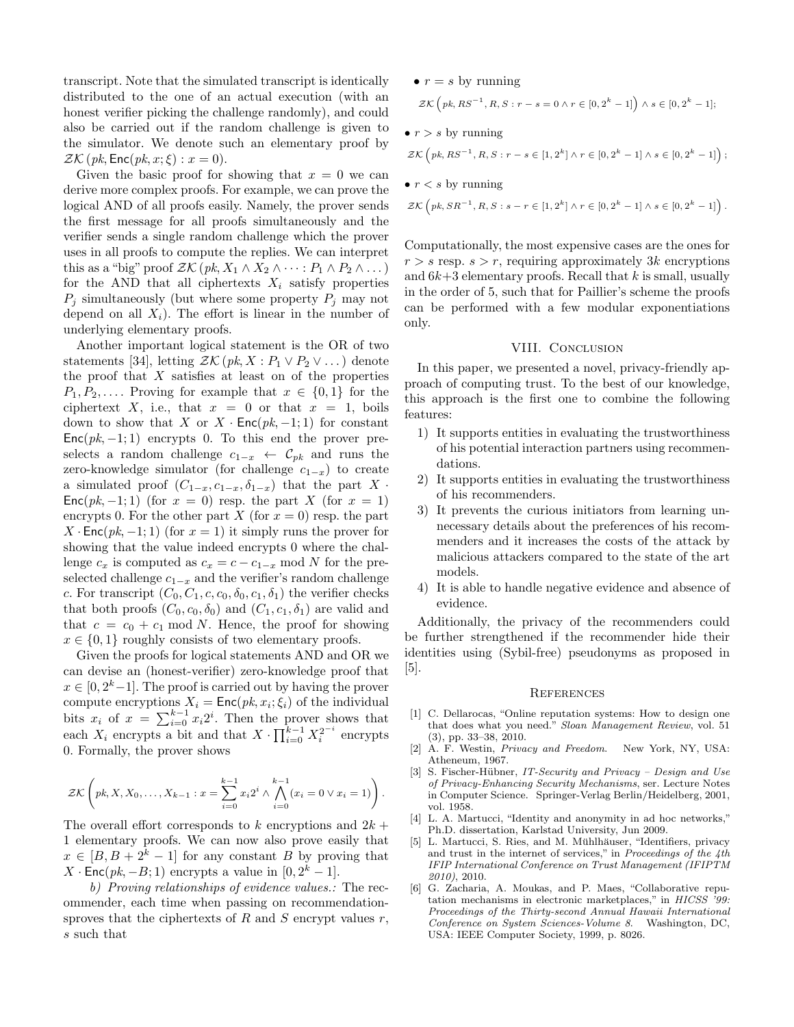transcript. Note that the simulated transcript is identically distributed to the one of an actual execution (with an honest verifier picking the challenge randomly), and could also be carried out if the random challenge is given to the simulator. We denote such an elementary proof by $\mathcal{ZK}(pk, \mathsf{Enc}(pk, x; \xi) : x = 0)$.

Given the basic proof for showing that $x = 0$ we can derive more complex proofs. For example, we can prove the logical AND of all proofs easily. Namely, the prover sends the first message for all proofs simultaneously and the verifier sends a single random challenge which the prover uses in all proofs to compute the replies. We can interpret this as a "big" proof $\mathcal{ZK}(pk, X_1 \wedge X_2 \wedge \cdots : P_1 \wedge P_2 \wedge \ldots)$ for the AND that all ciphertexts $X_i$ satisfy properties $P_j$ simultaneously (but where some property $P_j$ may not depend on all $X_i$). The effort is linear in the number of underlying elementary proofs.

Another important logical statement is the OR of two statements [34], letting $\mathcal{ZK}(pk, X : P_1 \vee P_2 \vee \ldots)$ denote the proof that $X$ satisfies at least on of the properties $P_1, P_2, \ldots$. Proving for example that $x \in \{0, 1\}$ for the ciphertext $X$, i.e., that $x = 0$ or that $x = 1$, boils down to show that $X$ or $X \cdot \mathsf{Enc}(pk, -1; 1)$ for constant $\mathsf{Enc}(pk, -1; 1)$ encrypts 0. To this end the prover preselects a random challenge $c_{1-x} \leftarrow \mathcal{C}_{pk}$ and runs the zero-knowledge simulator (for challenge $c_{1-x}$) to create a simulated proof $(C_{1-x}, c_{1-x}, \delta_{1-x})$ that the part $X \cdot \mathsf{Enc}(pk, -1; 1)$ (for $x = 0$) resp. the part $X$ (for $x = 1$) encrypts 0. For the other part $X$ (for $x = 0$) resp. the part $X \cdot \mathsf{Enc}(pk, -1; 1)$ (for $x = 1$) it simply runs the prover for showing that the value indeed encrypts 0 where the challenge $c_x$ is computed as $c_x = c - c_{1-x} \bmod N$ for the preselected challenge $c_{1-x}$ and the verifier's random challenge $c$. For transcript $(C_0, C_1, c, c_0, \delta_0, c_1, \delta_1)$ the verifier checks that both proofs $(C_0, c_0, \delta_0)$ and $(C_1, c_1, \delta_1)$ are valid and that $c = c_0 + c_1 \bmod N$. Hence, the proof for showing $x \in \{0, 1\}$ roughly consists of two elementary proofs.

Given the proofs for logical statements AND and OR we can devise an (honest-verifier) zero-knowledge proof that $x \in [0, 2^k - 1]$. The proof is carried out by having the prover compute encryptions $X_i = \mathsf{Enc}(pk, x_i; \xi_i)$ of the individual bits $x_i$ of $x = \sum_{i=0}^{k-1} x_i 2^i$. Then the prover shows that each $X_i$ encrypts a bit and that $X \cdot \prod_{i=0}^{k-1} X_i^{2^{-i}}$ encrypts 0. Formally, the prover shows

$$\mathcal{ZK}\left(pk, X, X_0, \ldots, X_{k-1} : x = \sum_{i=0}^{k-1} x_i 2^i \wedge \bigwedge_{i=0}^{k-1} (x_i = 0 \vee x_i = 1)\right).$$

The overall effort corresponds to $k$ encryptions and $2k + 1$ elementary proofs. We can now also prove easily that $x \in [B, B + 2^k - 1]$ for any constant $B$ by proving that $X \cdot \mathsf{Enc}(pk, -B; 1)$ encrypts a value in $[0, 2^k - 1]$.

*b) Proving relationships of evidence values.:* The recommender, each time when passing on recommendationsproves that the ciphertexts of $R$ and $S$ encrypt values $r$, $s$ such that

- $r = s$ by running

$$\mathcal{ZK}\left(pk, RS^{-1}, R, S : r - s = 0 \wedge r \in [0, 2^k - 1]\right) \wedge s \in [0, 2^k - 1];$$

- $r > s$ by running

$$\mathcal{ZK}\left(pk, RS^{-1}, R, S : r - s \in [1, 2^k] \wedge r \in [0, 2^k - 1] \wedge s \in [0, 2^k - 1]\right);$$

- $r < s$ by running

$$\mathcal{ZK}\left(pk, SR^{-1}, R, S : s - r \in [1, 2^k] \wedge r \in [0, 2^k - 1] \wedge s \in [0, 2^k - 1]\right).$$

Computationally, the most expensive cases are the ones for $r > s$ resp. $s > r$, requiring approximately $3k$ encryptions and $6k+3$ elementary proofs. Recall that $k$ is small, usually in the order of 5, such that for Paillier's scheme the proofs can be performed with a few modular exponentiations only.

## VIII. Conclusion

In this paper, we presented a novel, privacy-friendly approach of computing trust. To the best of our knowledge, this approach is the first one to combine the following features:

1) It supports entities in evaluating the trustworthiness of his potential interaction partners using recommendations.
2) It supports entities in evaluating the trustworthiness of his recommenders.
3) It prevents the curious initiators from learning unnecessary details about the preferences of his recommenders and it increases the costs of the attack by malicious attackers compared to the state of the art models.
4) It is able to handle negative evidence and absence of evidence.

Additionally, the privacy of the recommenders could be further strengthened if the recommender hide their identities using (Sybil-free) pseudonyms as proposed in [5].

## References

[1] C. Dellarocas, "Online reputation systems: How to design one that does what you need." *Sloan Management Review*, vol. 51 (3), pp. 33–38, 2010.

[2] A. F. Westin, *Privacy and Freedom*. New York, NY, USA: Atheneum, 1967.

[3] S. Fischer-Hübner, *IT-Security and Privacy – Design and Use of Privacy-Enhancing Security Mechanisms*, ser. Lecture Notes in Computer Science. Springer-Verlag Berlin/Heidelberg, 2001, vol. 1958.

[4] L. A. Martucci, "Identity and anonymity in ad hoc networks," Ph.D. dissertation, Karlstad University, Jun 2009.

[5] L. Martucci, S. Ries, and M. Mühlhäuser, "Identifiers, privacy and trust in the internet of services," in *Proceedings of the 4th IFIP International Conference on Trust Management (IFIPTM 2010)*, 2010.

[6] G. Zacharia, A. Moukas, and P. Maes, "Collaborative reputation mechanisms in electronic marketplaces," in *HICSS '99: Proceedings of the Thirty-second Annual Hawaii International Conference on System Sciences-Volume 8*. Washington, DC, USA: IEEE Computer Society, 1999, p. 8026.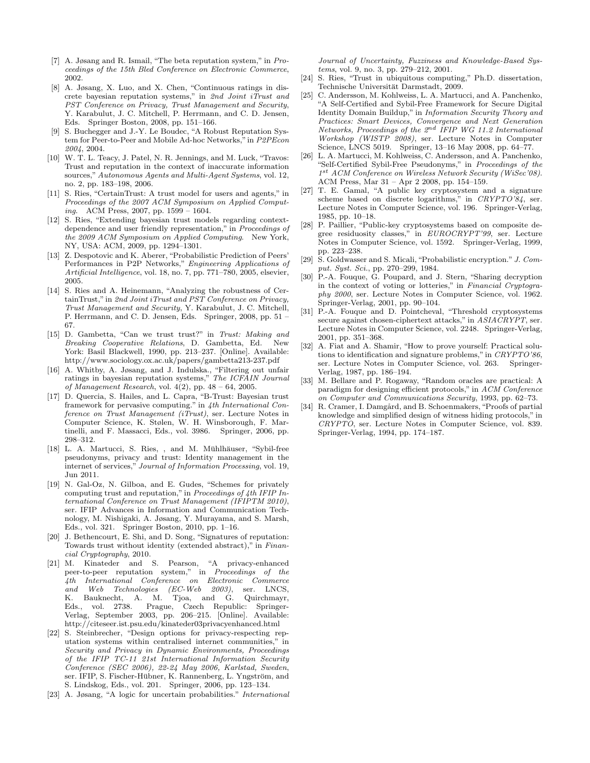[7] A. Jøsang and R. Ismail, "The beta reputation system," in *Proceedings of the 15th Bled Conference on Electronic Commerce*, 2002.

[8] A. Jøsang, X. Luo, and X. Chen, "Continuous ratings in discrete bayesian reputation systems," in *2nd Joint iTrust and PST Conference on Privacy, Trust Management and Security*, Y. Karabulut, J. C. Mitchell, P. Herrmann, and C. D. Jensen, Eds. Springer Boston, 2008, pp. 151–166.

[9] S. Buchegger and J.-Y. Le Boudec, "A Robust Reputation System for Peer-to-Peer and Mobile Ad-hoc Networks," in *P2PEcon 2004*, 2004.

[10] W. T. L. Teacy, J. Patel, N. R. Jennings, and M. Luck, "Travos: Trust and reputation in the context of inaccurate information sources," *Autonomous Agents and Multi-Agent Systems*, vol. 12, no. 2, pp. 183–198, 2006.

[11] S. Ries, "CertainTrust: A trust model for users and agents," in *Proceedings of the 2007 ACM Symposium on Applied Computing*. ACM Press, 2007, pp. 1599 – 1604.

[12] S. Ries, "Extending bayesian trust models regarding context-dependence and user friendly representation," in *Proceedings of the 2009 ACM Symposium on Applied Computing*. New York, NY, USA: ACM, 2009, pp. 1294–1301.

[13] Z. Despotovic and K. Aberer, "Probabilistic Prediction of Peers' Performances in P2P Networks," *Engineering Applications of Artificial Intelligence*, vol. 18, no. 7, pp. 771–780, 2005, elsevier, 2005.

[14] S. Ries and A. Heinemann, "Analyzing the robustness of CertainTrust," in *2nd Joint iTrust and PST Conference on Privacy, Trust Management and Security*, Y. Karabulut, J. C. Mitchell, P. Herrmann, and C. D. Jensen, Eds. Springer, 2008, pp. 51 – 67.

[15] D. Gambetta, "Can we trust trust?" in *Trust: Making and Breaking Cooperative Relations*, D. Gambetta, Ed. New York: Basil Blackwell, 1990, pp. 213–237. [Online]. Available: http://www.sociology.ox.ac.uk/papers/gambetta213-237.pdf

[16] A. Whitby, A. Jøsang, and J. Indulska., "Filtering out unfair ratings in bayesian reputation systems," *The ICFAIN Journal of Management Research*, vol. 4(2), pp. 48 – 64, 2005.

[17] D. Quercia, S. Hailes, and L. Capra, "B-Trust: Bayesian trust framework for pervasive computing." in *4th International Conference on Trust Management (iTrust)*, ser. Lecture Notes in Computer Science, K. Stølen, W. H. Winsborough, F. Martinelli, and F. Massacci, Eds., vol. 3986. Springer, 2006, pp. 298–312.

[18] L. A. Martucci, S. Ries, , and M. Mühlhäuser, "Sybil-free pseudonyms, privacy and trust: Identity management in the internet of services," *Journal of Information Processing*, vol. 19, Jun 2011.

[19] N. Gal-Oz, N. Gilboa, and E. Gudes, "Schemes for privately computing trust and reputation," in *Proceedings of 4th IFIP International Conference on Trust Management (IFIPTM 2010)*, ser. IFIP Advances in Information and Communication Technology, M. Nishigaki, A. Jøsang, Y. Murayama, and S. Marsh, Eds., vol. 321. Springer Boston, 2010, pp. 1–16.

[20] J. Bethencourt, E. Shi, and D. Song, "Signatures of reputation: Towards trust without identity (extended abstract)," in *Financial Cryptography*, 2010.

[21] M. Kinateder and S. Pearson, "A privacy-enhanced peer-to-peer reputation system," in *Proceedings of the 4th International Conference on Electronic Commerce and Web Technologies (EC-Web 2003)*, ser. LNCS, K. Bauknecht, A. M. Tjoa, and G. Quirchmayr, Eds., vol. 2738. Prague, Czech Republic: Springer-Verlag, September 2003, pp. 206–215. [Online]. Available: http://citeseer.ist.psu.edu/kinateder03privacyenhanced.html

[22] S. Steinbrecher, "Design options for privacy-respecting reputation systems within centralised internet communities," in *Security and Privacy in Dynamic Environments, Proceedings of the IFIP TC-11 21st International Information Security Conference (SEC 2006), 22-24 May 2006, Karlstad, Sweden*, ser. IFIP, S. Fischer-Hübner, K. Rannenberg, L. Yngström, and S. Lindskog, Eds., vol. 201. Springer, 2006, pp. 123–134.

[23] A. Jøsang, "A logic for uncertain probabilities." *International Journal of Uncertainty, Fuzziness and Knowledge-Based Systems*, vol. 9, no. 3, pp. 279–212, 2001.

[24] S. Ries, "Trust in ubiquitous computing," Ph.D. dissertation, Technische Universität Darmstadt, 2009.

[25] C. Andersson, M. Kohlweiss, L. A. Martucci, and A. Panchenko, "A Self-Certified and Sybil-Free Framework for Secure Digital Identity Domain Buildup," in *Information Security Theory and Practices: Smart Devices, Convergence and Next Generation Networks, Proceedings of the 2nd IFIP WG 11.2 International Workshop (WISTP 2008)*, ser. Lecture Notes in Computer Science, LNCS 5019. Springer, 13–16 May 2008, pp. 64–77.

[26] L. A. Martucci, M. Kohlweiss, C. Andersson, and A. Panchenko, "Self-Certified Sybil-Free Pseudonyms," in *Proceedings of the 1st ACM Conference on Wireless Network Security (WiSec'08)*. ACM Press, Mar 31 – Apr 2 2008, pp. 154–159.

[27] T. E. Gamal, "A public key cryptosystem and a signature scheme based on discrete logarithms," in *CRYPTO'84*, ser. Lecture Notes in Computer Science, vol. 196. Springer-Verlag, 1985, pp. 10–18.

[28] P. Paillier, "Public-key cryptosystems based on composite degree residuosity classes," in *EUROCRYPT'99*, ser. Lecture Notes in Computer Science, vol. 1592. Springer-Verlag, 1999, pp. 223–238.

[29] S. Goldwasser and S. Micali, "Probabilistic encryption." *J. Comput. Syst. Sci.*, pp. 270–299, 1984.

[30] P.-A. Fouque, G. Poupard, and J. Stern, "Sharing decryption in the context of voting or lotteries," in *Financial Cryptography 2000*, ser. Lecture Notes in Computer Science, vol. 1962. Springer-Verlag, 2001, pp. 90–104.

[31] P.-A. Fouque and D. Pointcheval, "Threshold cryptosystems secure against chosen-ciphertext attacks," in *ASIACRYPT*, ser. Lecture Notes in Computer Science, vol. 2248. Springer-Verlag, 2001, pp. 351–368.

[32] A. Fiat and A. Shamir, "How to prove yourself: Practical solutions to identification and signature problems," in *CRYPTO'86*, ser. Lecture Notes in Computer Science, vol. 263. Springer-Verlag, 1987, pp. 186–194.

[33] M. Bellare and P. Rogaway, "Random oracles are practical: A paradigm for designing efficient protocols," in *ACM Conference on Computer and Communications Security*, 1993, pp. 62–73.

[34] R. Cramer, I. Damgård, and B. Schoenmakers, "Proofs of partial knowledge and simplified design of witness hiding protocols," in *CRYPTO*, ser. Lecture Notes in Computer Science, vol. 839. Springer-Verlag, 1994, pp. 174–187.